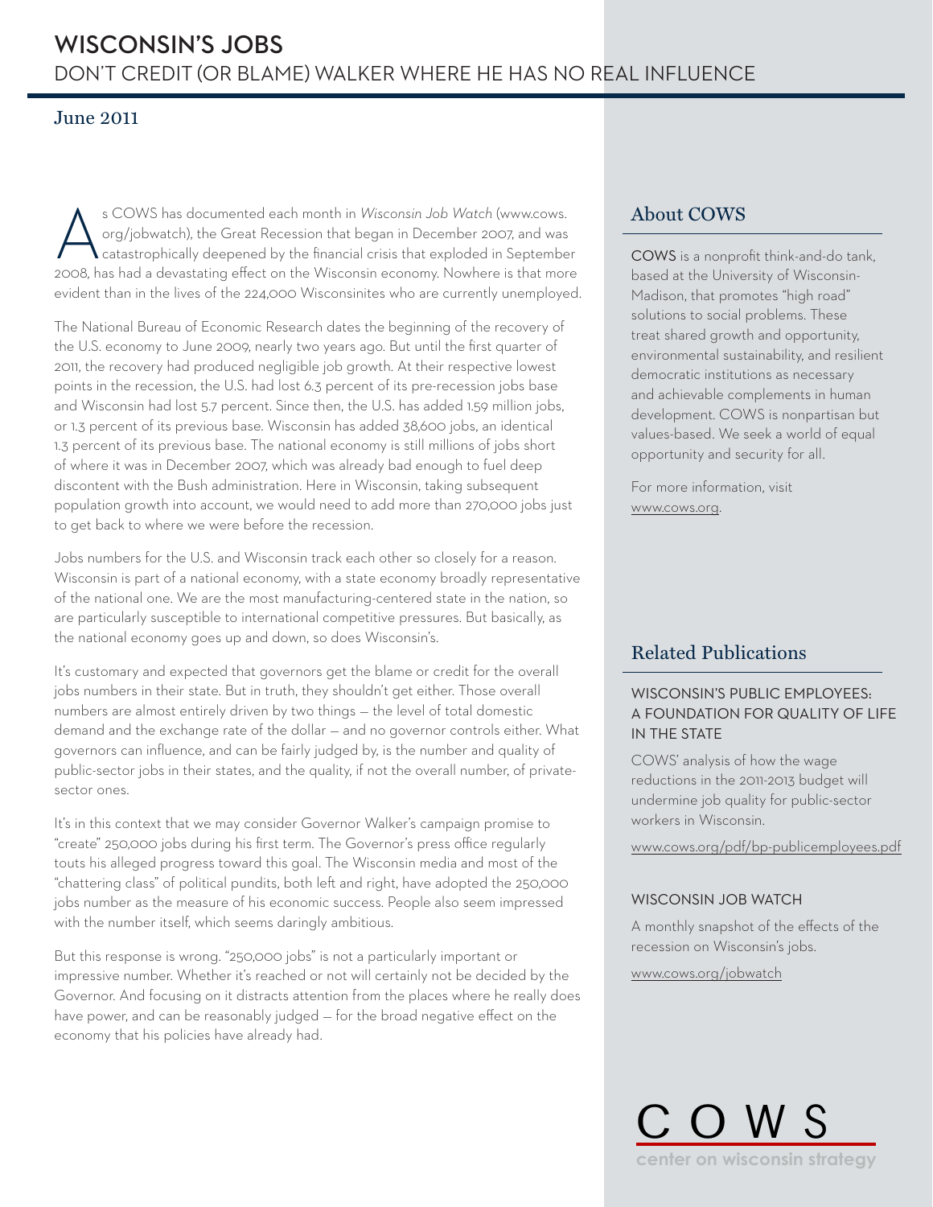# WISCONSIN'S JOBS

## DON'T CREDIT (OR BLAME) WALKER WHERE HE HAS NO REAL INFLUENCE

June 2011

As COWS has documented each month in *Wisconsin Job Watch* (www.cows.org/jobwatch), the Great Recession that began in December 2007, and was catastrophically deepened by the financial crisis that exploded in September 2008, has had a devastating effect on the Wisconsin economy. Nowhere is that more evident than in the lives of the 224,000 Wisconsinites who are currently unemployed.

The National Bureau of Economic Research dates the beginning of the recovery of the U.S. economy to June 2009, nearly two years ago. But until the first quarter of 2011, the recovery had produced negligible job growth. At their respective lowest points in the recession, the U.S. had lost 6.3 percent of its pre-recession jobs base and Wisconsin had lost 5.7 percent. Since then, the U.S. has added 1.59 million jobs, or 1.3 percent of its previous base. Wisconsin has added 38,600 jobs, an identical 1.3 percent of its previous base. The national economy is still millions of jobs short of where it was in December 2007, which was already bad enough to fuel deep discontent with the Bush administration. Here in Wisconsin, taking subsequent population growth into account, we would need to add more than 270,000 jobs just to get back to where we were before the recession.

Jobs numbers for the U.S. and Wisconsin track each other so closely for a reason. Wisconsin is part of a national economy, with a state economy broadly representative of the national one. We are the most manufacturing-centered state in the nation, so are particularly susceptible to international competitive pressures. But basically, as the national economy goes up and down, so does Wisconsin's.

It's customary and expected that governors get the blame or credit for the overall jobs numbers in their state. But in truth, they shouldn't get either. Those overall numbers are almost entirely driven by two things — the level of total domestic demand and the exchange rate of the dollar — and no governor controls either. What governors can influence, and can be fairly judged by, is the number and quality of public-sector jobs in their states, and the quality, if not the overall number, of private-sector ones.

It's in this context that we may consider Governor Walker's campaign promise to "create" 250,000 jobs during his first term. The Governor's press office regularly touts his alleged progress toward this goal. The Wisconsin media and most of the "chattering class" of political pundits, both left and right, have adopted the 250,000 jobs number as the measure of his economic success. People also seem impressed with the number itself, which seems daringly ambitious.

But this response is wrong. "250,000 jobs" is not a particularly important or impressive number. Whether it's reached or not will certainly not be decided by the Governor. And focusing on it distracts attention from the places where he really does have power, and can be reasonably judged — for the broad negative effect on the economy that his policies have already had.

## About COWS

COWS is a nonprofit think-and-do tank, based at the University of Wisconsin-Madison, that promotes "high road" solutions to social problems. These treat shared growth and opportunity, environmental sustainability, and resilient democratic institutions as necessary and achievable complements in human development. COWS is nonpartisan but values-based. We seek a world of equal opportunity and security for all.

For more information, visit www.cows.org.

## Related Publications

### WISCONSIN'S PUBLIC EMPLOYEES: A FOUNDATION FOR QUALITY OF LIFE IN THE STATE

COWS' analysis of how the wage reductions in the 2011-2013 budget will undermine job quality for public-sector workers in Wisconsin.

www.cows.org/pdf/bp-publicemployees.pdf

### WISCONSIN JOB WATCH

A monthly snapshot of the effects of the recession on Wisconsin's jobs.

www.cows.org/jobwatch

COWS

center on wisconsin strategy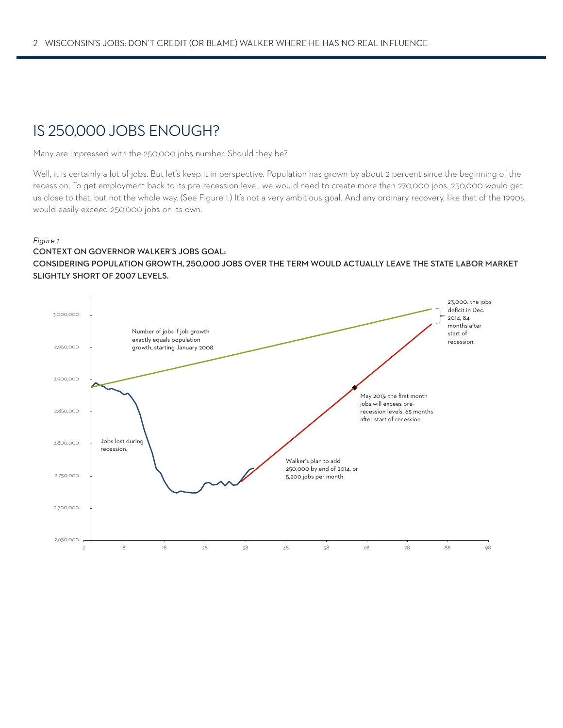# IS 250,000 JOBS ENOUGH?

Many are impressed with the 250,000 jobs number. Should they be?

Well, it is certainly a lot of jobs. But let's keep it in perspective. Population has grown by about 2 percent since the beginning of the recession. To get employment back to its pre-recession level, we would need to create more than 270,000 jobs. 250,000 would get us close to that, but not the whole way. (See Figure 1.) It's not a very ambitious goal. And any ordinary recovery, like that of the 1990s, would easily exceed 250,000 jobs on its own.

*Figure 1*

**CONTEXT ON GOVERNOR WALKER'S JOBS GOAL:**
**CONSIDERING POPULATION GROWTH, 250,000 JOBS OVER THE TERM WOULD ACTUALLY LEAVE THE STATE LABOR MARKET SLIGHTLY SHORT OF 2007 LEVELS.**

3,000,000
2,950,000
2,900,000
2,850,000
2,800,000
2,750,000
2,700,000
2,650,000

-2
8
18
28
38
48
58
68
78
88
98

Number of jobs if job growth exactly equals population growth, starting January 2008.

Jobs lost during recession.

Walker's plan to add 250,000 by end of 2014, or 5,200 jobs per month.

May 2013: the first month jobs will excees pre-recession levels, 65 months after start of recession.

23,000: the jobs deficit in Dec. 2014, 84 months after start of recession.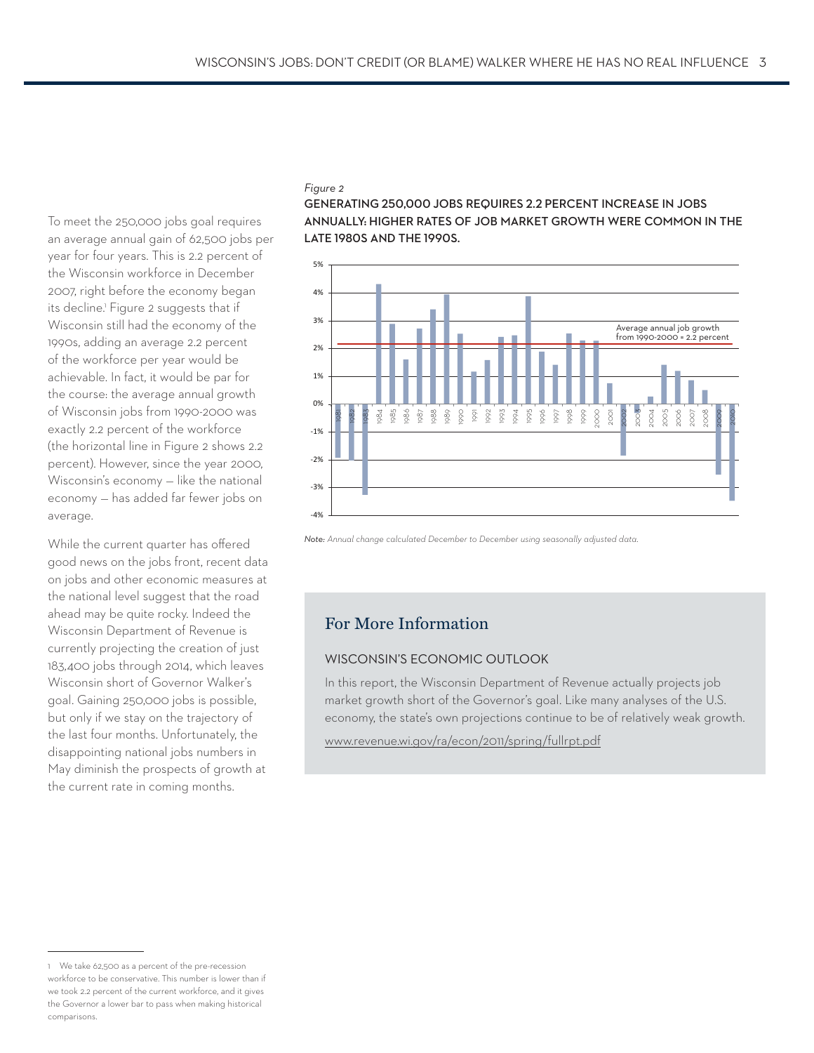To meet the 250,000 jobs goal requires an average annual gain of 62,500 jobs per year for four years. This is 2.2 percent of the Wisconsin workforce in December 2007, right before the economy began its decline.[1] Figure 2 suggests that if Wisconsin still had the economy of the 1990s, adding an average 2.2 percent of the workforce per year would be achievable. In fact, it would be par for the course: the average annual growth of Wisconsin jobs from 1990-2000 was exactly 2.2 percent of the workforce (the horizontal line in Figure 2 shows 2.2 percent). However, since the year 2000, Wisconsin's economy — like the national economy — has added far fewer jobs on average.

While the current quarter has offered good news on the jobs front, recent data on jobs and other economic measures at the national level suggest that the road ahead may be quite rocky. Indeed the Wisconsin Department of Revenue is currently projecting the creation of just 183,400 jobs through 2014, which leaves Wisconsin short of Governor Walker's goal. Gaining 250,000 jobs is possible, but only if we stay on the trajectory of the last four months. Unfortunately, the disappointing national jobs numbers in May diminish the prospects of growth at the current rate in coming months.

*Figure 2*

**GENERATING 250,000 JOBS REQUIRES 2.2 PERCENT INCREASE IN JOBS ANNUALLY: HIGHER RATES OF JOB MARKET GROWTH WERE COMMON IN THE LATE 1980S AND THE 1990S.**

5%
4%
3%
2%
1%
0%
-1%
-2%
-3%
-4%

Average annual job growth from 1990-2000 = 2.2 percent

1981 1982 1983 1984 1985 1986 1987 1988 1989 1990 1991 1992 1993 1994 1995 1996 1997 1998 1999 2000 2001 2002 2003 2004 2005 2006 2007 2008 2009 2010

*Note: Annual change calculated December to December using seasonally adjusted data.*

## For More Information

### WISCONSIN'S ECONOMIC OUTLOOK

In this report, the Wisconsin Department of Revenue actually projects job market growth short of the Governor's goal. Like many analyses of the U.S. economy, the state's own projections continue to be of relatively weak growth.

www.revenue.wi.gov/ra/econ/2011/spring/fullrpt.pdf

---

[1] We take 62,500 as a percent of the pre-recession workforce to be conservative. This number is lower than if we took 2.2 percent of the current workforce, and it gives the Governor a lower bar to pass when making historical comparisons.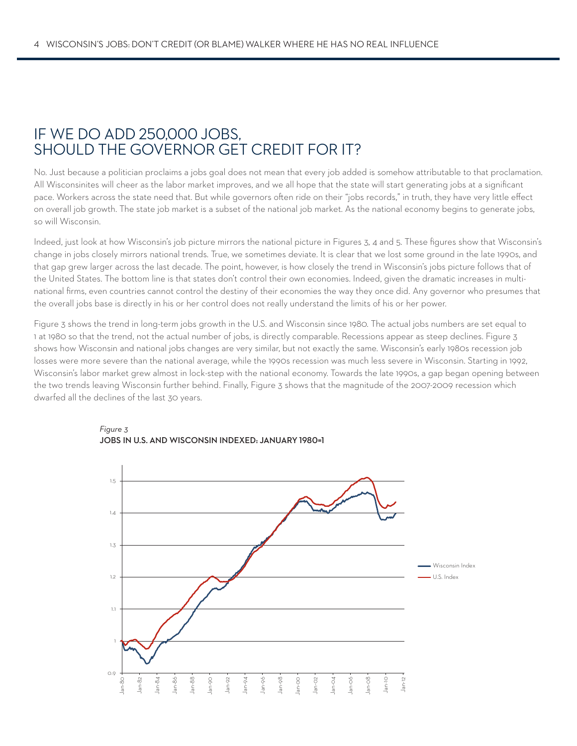# IF WE DO ADD 250,000 JOBS, SHOULD THE GOVERNOR GET CREDIT FOR IT?

No. Just because a politician proclaims a jobs goal does not mean that every job added is somehow attributable to that proclamation. All Wisconsinites will cheer as the labor market improves, and we all hope that the state will start generating jobs at a significant pace. Workers across the state need that. But while governors often ride on their "jobs records," in truth, they have very little effect on overall job growth. The state job market is a subset of the national job market. As the national economy begins to generate jobs, so will Wisconsin.

Indeed, just look at how Wisconsin's job picture mirrors the national picture in Figures 3, 4 and 5. These figures show that Wisconsin's change in jobs closely mirrors national trends. True, we sometimes deviate. It is clear that we lost some ground in the late 1990s, and that gap grew larger across the last decade. The point, however, is how closely the trend in Wisconsin's jobs picture follows that of the United States. The bottom line is that states don't control their own economies. Indeed, given the dramatic increases in multi-national firms, even countries cannot control the destiny of their economies the way they once did. Any governor who presumes that the overall jobs base is directly in his or her control does not really understand the limits of his or her power.

Figure 3 shows the trend in long-term jobs growth in the U.S. and Wisconsin since 1980. The actual jobs numbers are set equal to 1 at 1980 so that the trend, not the actual number of jobs, is directly comparable. Recessions appear as steep declines. Figure 3 shows how Wisconsin and national jobs changes are very similar, but not exactly the same. Wisconsin's early 1980s recession job losses were more severe than the national average, while the 1990s recession was much less severe in Wisconsin. Starting in 1992, Wisconsin's labor market grew almost in lock-step with the national economy. Towards the late 1990s, a gap began opening between the two trends leaving Wisconsin further behind. Finally, Figure 3 shows that the magnitude of the 2007-2009 recession which dwarfed all the declines of the last 30 years.

*Figure 3*

**JOBS IN U.S. AND WISCONSIN INDEXED: JANUARY 1980=1**

1.5
1.4
1.3
1.2
1.1
1
0.9

Jan-80 Jan-82 Jan-84 Jan-86 Jan-88 Jan-90 Jan-92 Jan-94 Jan-96 Jan-98 Jan-00 Jan-02 Jan-04 Jan-06 Jan-08 Jan-10 Jan-12

Wisconsin Index
U.S. Index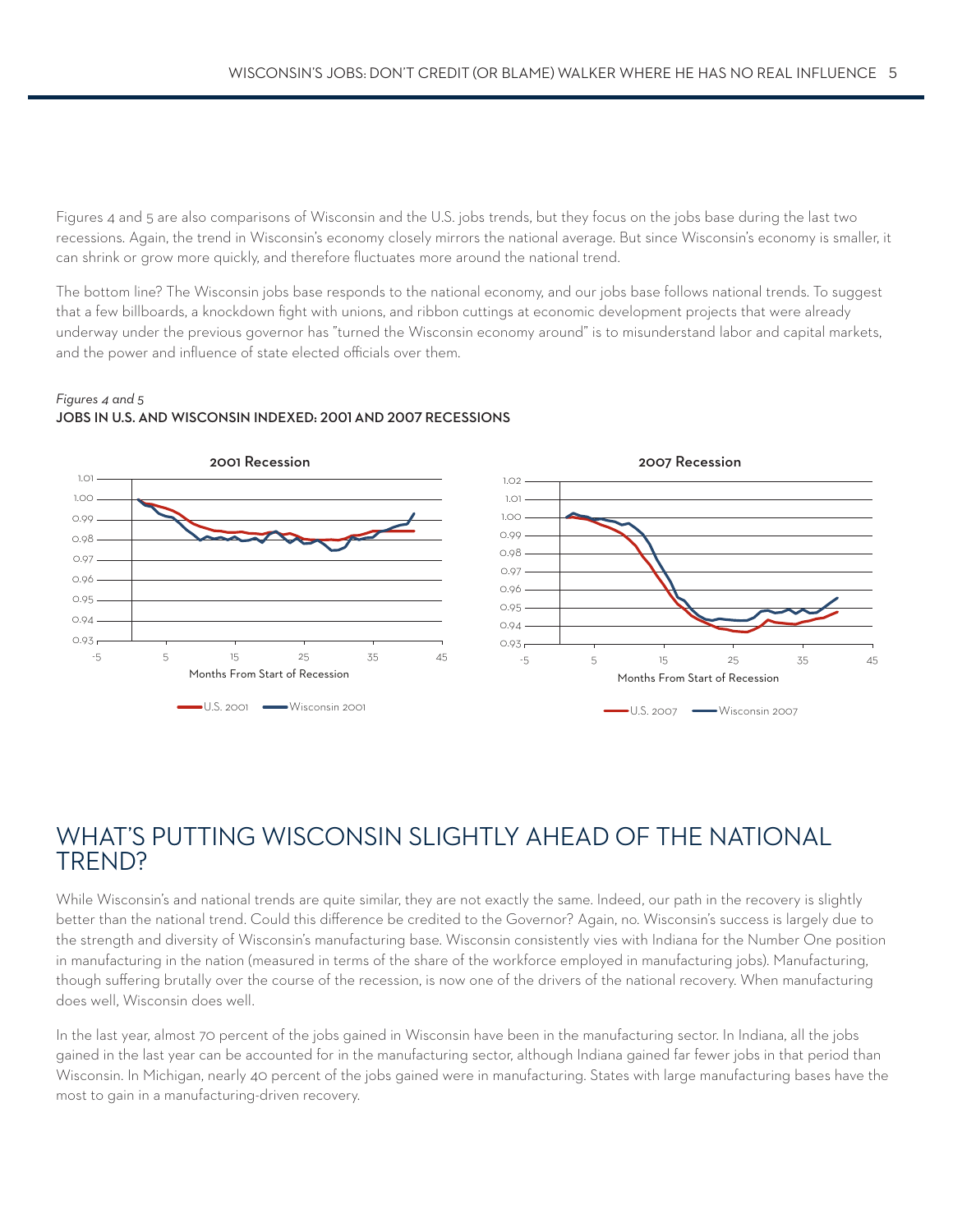Figures 4 and 5 are also comparisons of Wisconsin and the U.S. jobs trends, but they focus on the jobs base during the last two recessions. Again, the trend in Wisconsin's economy closely mirrors the national average. But since Wisconsin's economy is smaller, it can shrink or grow more quickly, and therefore fluctuates more around the national trend.

The bottom line? The Wisconsin jobs base responds to the national economy, and our jobs base follows national trends. To suggest that a few billboards, a knockdown fight with unions, and ribbon cuttings at economic development projects that were already underway under the previous governor has "turned the Wisconsin economy around" is to misunderstand labor and capital markets, and the power and influence of state elected officials over them.

*Figures 4 and 5*

**JOBS IN U.S. AND WISCONSIN INDEXED: 2001 AND 2007 RECESSIONS**

**2001 Recession**

1.01
1.00
0.99
0.98
0.97
0.96
0.95
0.94
0.93

-5 5 15 25 35 45

Months From Start of Recession

U.S. 2001 Wisconsin 2001

**2007 Recession**

1.02
1.01
1.00
0.99
0.98
0.97
0.96
0.95
0.94
0.93

-5 5 15 25 35 45

Months From Start of Recession

U.S. 2007 Wisconsin 2007

## WHAT'S PUTTING WISCONSIN SLIGHTLY AHEAD OF THE NATIONAL TREND?

While Wisconsin's and national trends are quite similar, they are not exactly the same. Indeed, our path in the recovery is slightly better than the national trend. Could this difference be credited to the Governor? Again, no. Wisconsin's success is largely due to the strength and diversity of Wisconsin's manufacturing base. Wisconsin consistently vies with Indiana for the Number One position in manufacturing in the nation (measured in terms of the share of the workforce employed in manufacturing jobs). Manufacturing, though suffering brutally over the course of the recession, is now one of the drivers of the national recovery. When manufacturing does well, Wisconsin does well.

In the last year, almost 70 percent of the jobs gained in Wisconsin have been in the manufacturing sector. In Indiana, all the jobs gained in the last year can be accounted for in the manufacturing sector, although Indiana gained far fewer jobs in that period than Wisconsin. In Michigan, nearly 40 percent of the jobs gained were in manufacturing. States with large manufacturing bases have the most to gain in a manufacturing-driven recovery.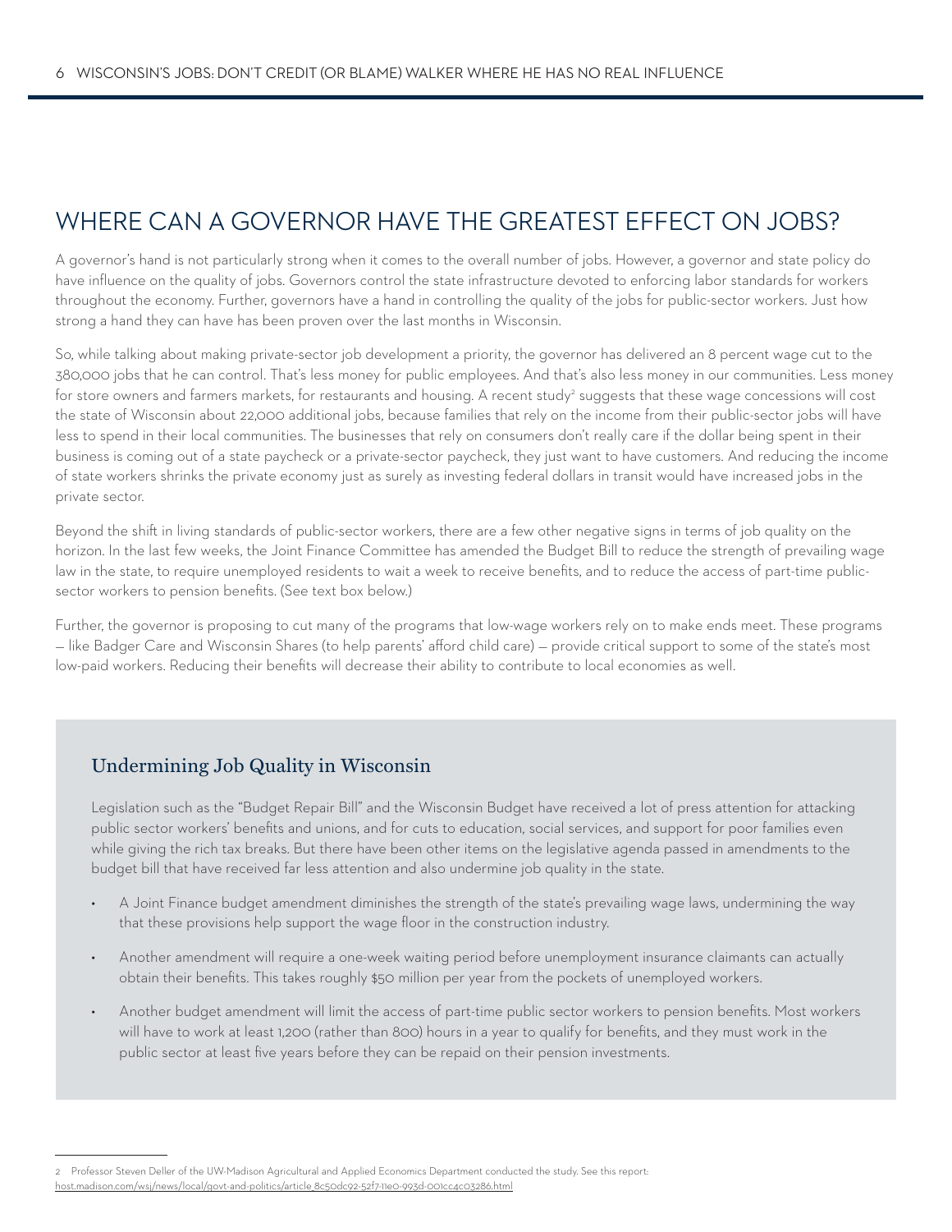## WHERE CAN A GOVERNOR HAVE THE GREATEST EFFECT ON JOBS?

A governor's hand is not particularly strong when it comes to the overall number of jobs. However, a governor and state policy do have influence on the quality of jobs. Governors control the state infrastructure devoted to enforcing labor standards for workers throughout the economy. Further, governors have a hand in controlling the quality of the jobs for public-sector workers. Just how strong a hand they can have has been proven over the last months in Wisconsin.

So, while talking about making private-sector job development a priority, the governor has delivered an 8 percent wage cut to the 380,000 jobs that he can control. That's less money for public employees. And that's also less money in our communities. Less money for store owners and farmers markets, for restaurants and housing. A recent study[2] suggests that these wage concessions will cost the state of Wisconsin about 22,000 additional jobs, because families that rely on the income from their public-sector jobs will have less to spend in their local communities. The businesses that rely on consumers don't really care if the dollar being spent in their business is coming out of a state paycheck or a private-sector paycheck, they just want to have customers. And reducing the income of state workers shrinks the private economy just as surely as investing federal dollars in transit would have increased jobs in the private sector.

Beyond the shift in living standards of public-sector workers, there are a few other negative signs in terms of job quality on the horizon. In the last few weeks, the Joint Finance Committee has amended the Budget Bill to reduce the strength of prevailing wage law in the state, to require unemployed residents to wait a week to receive benefits, and to reduce the access of part-time public-sector workers to pension benefits. (See text box below.)

Further, the governor is proposing to cut many of the programs that low-wage workers rely on to make ends meet. These programs — like Badger Care and Wisconsin Shares (to help parents' afford child care) — provide critical support to some of the state's most low-paid workers. Reducing their benefits will decrease their ability to contribute to local economies as well.

### Undermining Job Quality in Wisconsin

Legislation such as the "Budget Repair Bill" and the Wisconsin Budget have received a lot of press attention for attacking public sector workers' benefits and unions, and for cuts to education, social services, and support for poor families even while giving the rich tax breaks. But there have been other items on the legislative agenda passed in amendments to the budget bill that have received far less attention and also undermine job quality in the state.

- A Joint Finance budget amendment diminishes the strength of the state's prevailing wage laws, undermining the way that these provisions help support the wage floor in the construction industry.
- Another amendment will require a one-week waiting period before unemployment insurance claimants can actually obtain their benefits. This takes roughly $50 million per year from the pockets of unemployed workers.
- Another budget amendment will limit the access of part-time public sector workers to pension benefits. Most workers will have to work at least 1,200 (rather than 800) hours in a year to qualify for benefits, and they must work in the public sector at least five years before they can be repaid on their pension investments.

---

2 Professor Steven Deller of the UW-Madison Agricultural and Applied Economics Department conducted the study. See this report: host.madison.com/wsj/news/local/govt-and-politics/article_8c50dc92-52f7-11e0-993d-001cc4c03286.html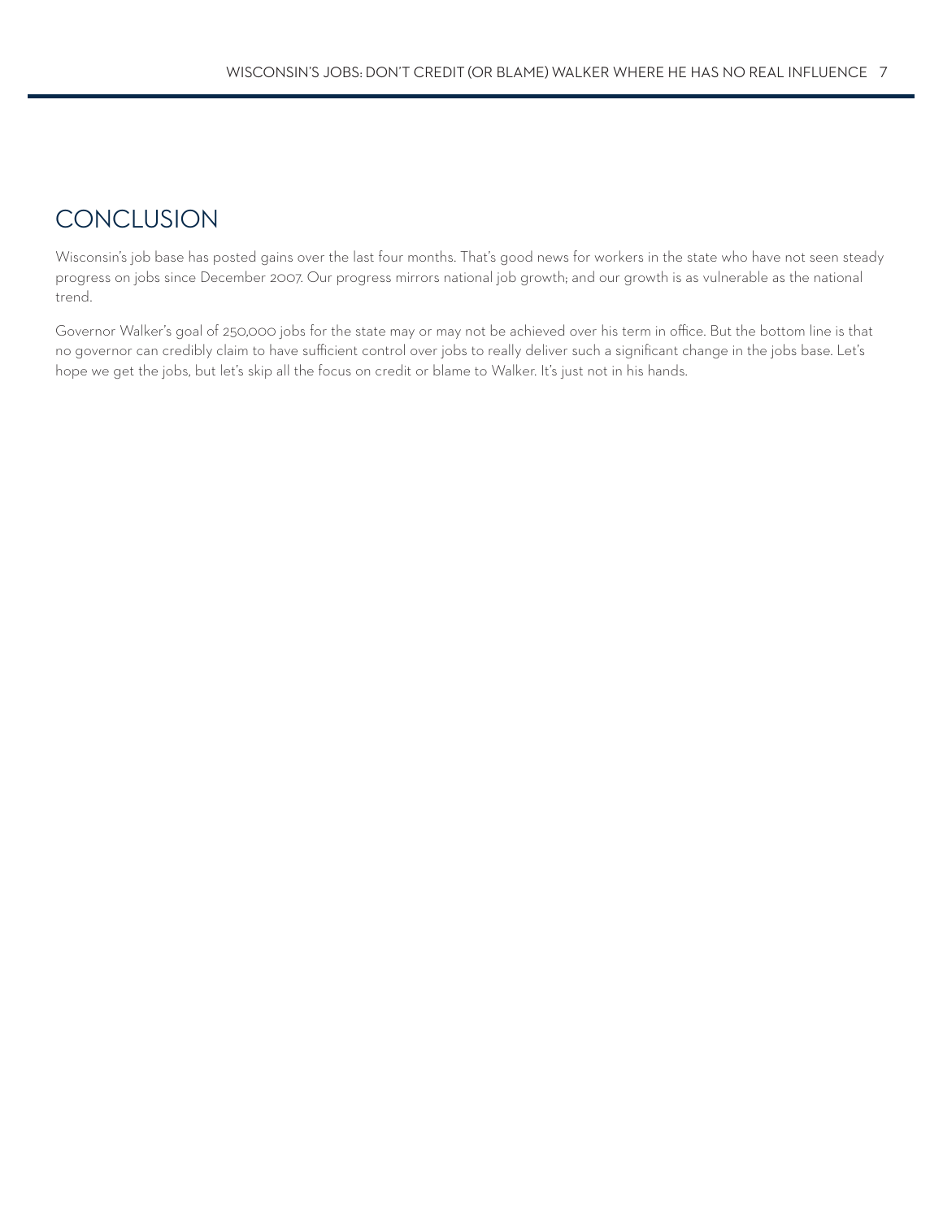## CONCLUSION

Wisconsin's job base has posted gains over the last four months. That's good news for workers in the state who have not seen steady progress on jobs since December 2007. Our progress mirrors national job growth; and our growth is as vulnerable as the national trend.

Governor Walker's goal of 250,000 jobs for the state may or may not be achieved over his term in office. But the bottom line is that no governor can credibly claim to have sufficient control over jobs to really deliver such a significant change in the jobs base. Let's hope we get the jobs, but let's skip all the focus on credit or blame to Walker. It's just not in his hands.